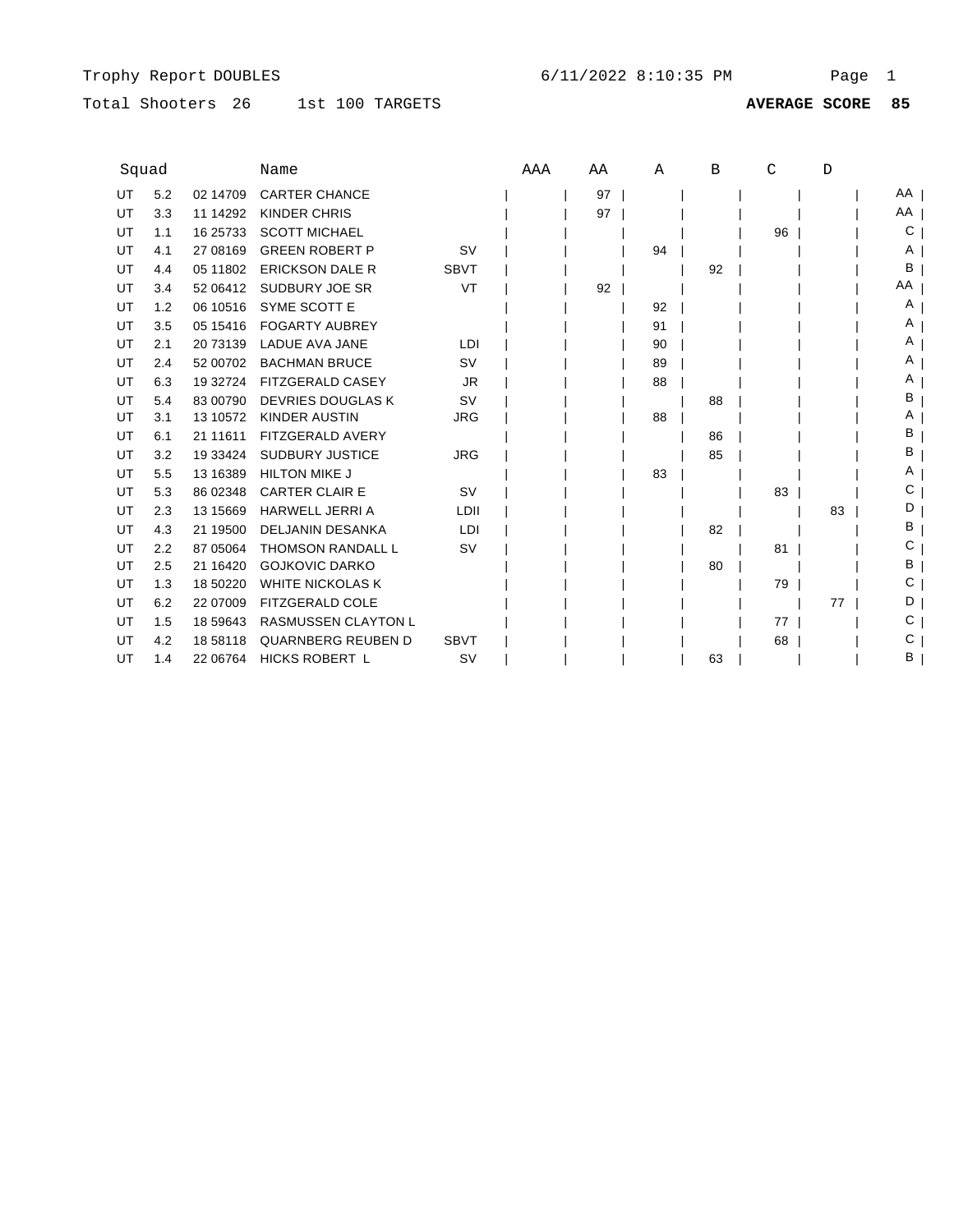Trophy Report DOUBLES 6/11/2022 8:10:35 PM

Total Shooters 26 1st 100 TARGETS **AVERAGE SCORE 85**

| Squad | | | Name | | AAA | AA | A | B | C | D | |
|---|---|---|---|---|---|---|---|---|---|---|---|
| UT | 5.2 | 02 14709 | CARTER CHANCE | | | 97 | | | | | AA |
| UT | 3.3 | 11 14292 | KINDER CHRIS | | | 97 | | | | | AA |
| UT | 1.1 | 16 25733 | SCOTT MICHAEL | | | | | | 96 | | C |
| UT | 4.1 | 27 08169 | GREEN ROBERT P | SV | | | 94 | | | | A |
| UT | 4.4 | 05 11802 | ERICKSON DALE R | SBVT | | | | 92 | | | B |
| UT | 3.4 | 52 06412 | SUDBURY JOE SR | VT | | 92 | | | | | AA |
| UT | 1.2 | 06 10516 | SYME SCOTT E | | | | 92 | | | | A |
| UT | 3.5 | 05 15416 | FOGARTY AUBREY | | | | 91 | | | | A |
| UT | 2.1 | 20 73139 | LADUE AVA JANE | LDI | | | 90 | | | | A |
| UT | 2.4 | 52 00702 | BACHMAN BRUCE | SV | | | 89 | | | | A |
| UT | 6.3 | 19 32724 | FITZGERALD CASEY | JR | | | 88 | | | | A |
| UT | 5.4 | 83 00790 | DEVRIES DOUGLAS K | SV | | | | 88 | | | B |
| UT | 3.1 | 13 10572 | KINDER AUSTIN | JRG | | | 88 | | | | A |
| UT | 6.1 | 21 11611 | FITZGERALD AVERY | | | | | 86 | | | B |
| UT | 3.2 | 19 33424 | SUDBURY JUSTICE | JRG | | | | 85 | | | B |
| UT | 5.5 | 13 16389 | HILTON MIKE J | | | | 83 | | | | A |
| UT | 5.3 | 86 02348 | CARTER CLAIR E | SV | | | | | 83 | | C |
| UT | 2.3 | 13 15669 | HARWELL JERRI A | LDII | | | | | | 83 | D |
| UT | 4.3 | 21 19500 | DELJANIN DESANKA | LDI | | | | 82 | | | B |
| UT | 2.2 | 87 05064 | THOMSON RANDALL L | SV | | | | | 81 | | C |
| UT | 2.5 | 21 16420 | GOJKOVIC DARKO | | | | | 80 | | | B |
| UT | 1.3 | 18 50220 | WHITE NICKOLAS K | | | | | | 79 | | C |
| UT | 6.2 | 22 07009 | FITZGERALD COLE | | | | | | | 77 | D |
| UT | 1.5 | 18 59643 | RASMUSSEN CLAYTON L | | | | | | 77 | | C |
| UT | 4.2 | 18 58118 | QUARNBERG REUBEN D | SBVT | | | | | 68 | | C |
| UT | 1.4 | 22 06764 | HICKS ROBERT L | SV | | | | 63 | | | B |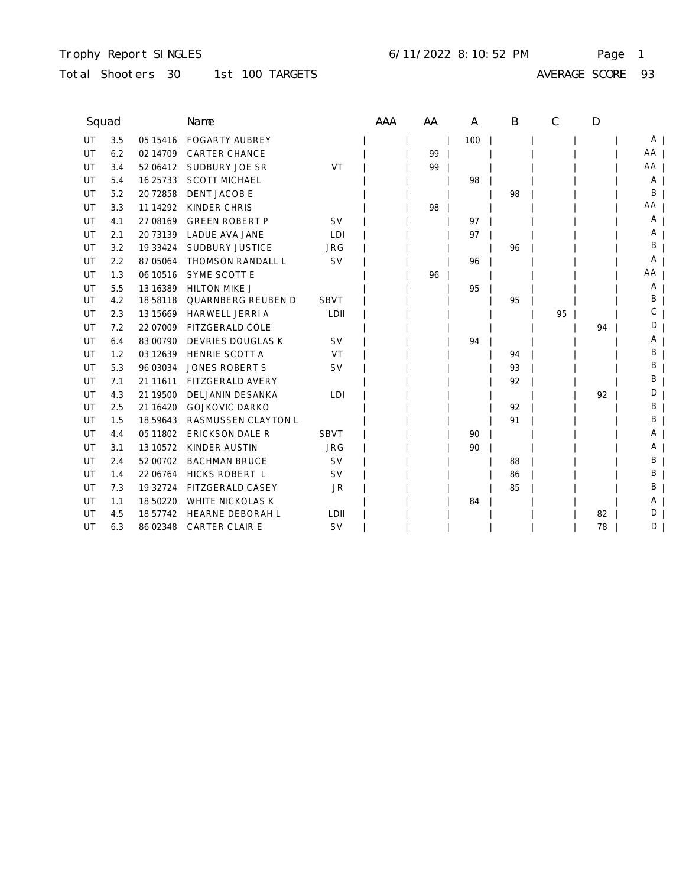Trophy Report SINGLES

6/11/2022 8:10:52 PM

Total Shooters 30 1st 100 TARGETS AVERAGE SCORE 93

| Squad | | | Name | | AAA | AA | A | B | C | D | |
|---|---|---|---|---|---|---|---|---|---|---|---|
| UT | 3.5 | 05 15416 | FOGARTY AUBREY | | | | 100 | | | | A |
| UT | 6.2 | 02 14709 | CARTER CHANCE | | | 99 | | | | | AA |
| UT | 3.4 | 52 06412 | SUDBURY JOE SR | VT | | 99 | | | | | AA |
| UT | 5.4 | 16 25733 | SCOTT MICHAEL | | | | 98 | | | | A |
| UT | 5.2 | 20 72858 | DENT JACOB E | | | | | 98 | | | B |
| UT | 3.3 | 11 14292 | KINDER CHRIS | | | 98 | | | | | AA |
| UT | 4.1 | 27 08169 | GREEN ROBERT P | SV | | | 97 | | | | A |
| UT | 2.1 | 20 73139 | LADUE AVA JANE | LDI | | | 97 | | | | A |
| UT | 3.2 | 19 33424 | SUDBURY JUSTICE | JRG | | | | 96 | | | B |
| UT | 2.2 | 87 05064 | THOMSON RANDALL L | SV | | | 96 | | | | A |
| UT | 1.3 | 06 10516 | SYME SCOTT E | | | 96 | | | | | AA |
| UT | 5.5 | 13 16389 | HILTON MIKE J | | | | 95 | | | | A |
| UT | 4.2 | 18 58118 | QUARNBERG REUBEN D | SBVT | | | | 95 | | | B |
| UT | 2.3 | 13 15669 | HARWELL JERRI A | LDII | | | | | 95 | | C |
| UT | 7.2 | 22 07009 | FITZGERALD COLE | | | | | | | 94 | D |
| UT | 6.4 | 83 00790 | DEVRIES DOUGLAS K | SV | | | 94 | | | | A |
| UT | 1.2 | 03 12639 | HENRIE SCOTT A | VT | | | | 94 | | | B |
| UT | 5.3 | 96 03034 | JONES ROBERT S | SV | | | | 93 | | | B |
| UT | 7.1 | 21 11611 | FITZGERALD AVERY | | | | | 92 | | | B |
| UT | 4.3 | 21 19500 | DELJANIN DESANKA | LDI | | | | | | 92 | D |
| UT | 2.5 | 21 16420 | GOJKOVIC DARKO | | | | | 92 | | | B |
| UT | 1.5 | 18 59643 | RASMUSSEN CLAYTON L | | | | | 91 | | | B |
| UT | 4.4 | 05 11802 | ERICKSON DALE R | SBVT | | | 90 | | | | A |
| UT | 3.1 | 13 10572 | KINDER AUSTIN | JRG | | | 90 | | | | A |
| UT | 2.4 | 52 00702 | BACHMAN BRUCE | SV | | | | 88 | | | B |
| UT | 1.4 | 22 06764 | HICKS ROBERT L | SV | | | | 86 | | | B |
| UT | 7.3 | 19 32724 | FITZGERALD CASEY | JR | | | | 85 | | | B |
| UT | 1.1 | 18 50220 | WHITE NICKOLAS K | | | | 84 | | | | A |
| UT | 4.5 | 18 57742 | HEARNE DEBORAH L | LDII | | | | | | 82 | D |
| UT | 6.3 | 86 02348 | CARTER CLAIR E | SV | | | | | | 78 | D |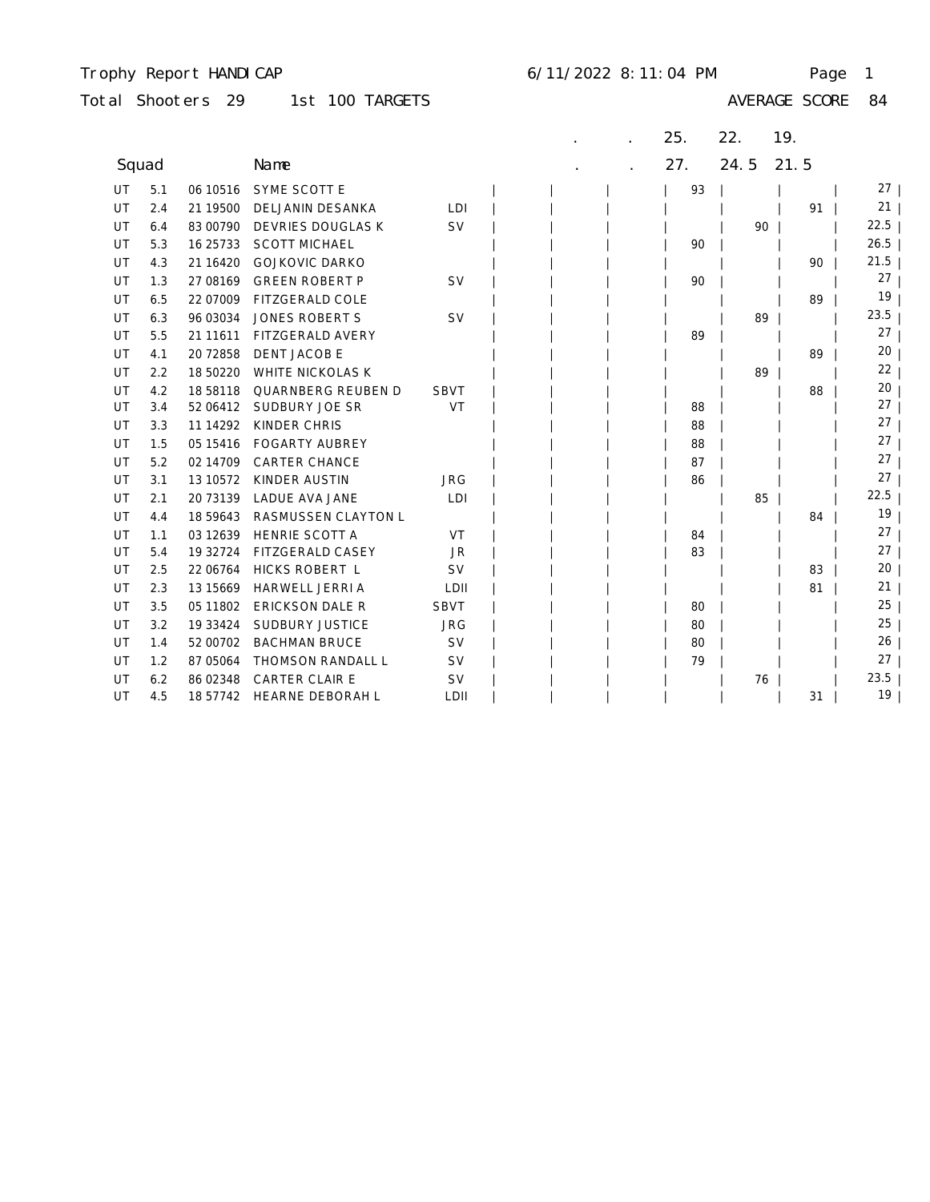Trophy Report HANDICAP — 6/11/2022 8:11:04 PM

Total Shooters 29 — 1st 100 TARGETS — AVERAGE SCORE 84

| Squad | | | Name | | | . . | . . | 25. 27. | 22. 24.5 | 19. 21.5 | |
|---|---|---|---|---|---|---|---|---|---|---|---|
| UT | 5.1 | 06 10516 | SYME SCOTT E | | | | | 93 | | | 27 |
| UT | 2.4 | 21 19500 | DELJANIN DESANKA | LDI | | | | | | 91 | 21 |
| UT | 6.4 | 83 00790 | DEVRIES DOUGLAS K | SV | | | | | 90 | | 22.5 |
| UT | 5.3 | 16 25733 | SCOTT MICHAEL | | | | | 90 | | | 26.5 |
| UT | 4.3 | 21 16420 | GOJKOVIC DARKO | | | | | | | 90 | 21.5 |
| UT | 1.3 | 27 08169 | GREEN ROBERT P | SV | | | | 90 | | | 27 |
| UT | 6.5 | 22 07009 | FITZGERALD COLE | | | | | | | 89 | 19 |
| UT | 6.3 | 96 03034 | JONES ROBERT S | SV | | | | | 89 | | 23.5 |
| UT | 5.5 | 21 11611 | FITZGERALD AVERY | | | | | 89 | | | 27 |
| UT | 4.1 | 20 72858 | DENT JACOB E | | | | | | | 89 | 20 |
| UT | 2.2 | 18 50220 | WHITE NICKOLAS K | | | | | | 89 | | 22 |
| UT | 4.2 | 18 58118 | QUARNBERG REUBEN D | SBVT | | | | | | 88 | 20 |
| UT | 3.4 | 52 06412 | SUDBURY JOE SR | VT | | | | 88 | | | 27 |
| UT | 3.3 | 11 14292 | KINDER CHRIS | | | | | 88 | | | 27 |
| UT | 1.5 | 05 15416 | FOGARTY AUBREY | | | | | 88 | | | 27 |
| UT | 5.2 | 02 14709 | CARTER CHANCE | | | | | 87 | | | 27 |
| UT | 3.1 | 13 10572 | KINDER AUSTIN | JRG | | | | 86 | | | 27 |
| UT | 2.1 | 20 73139 | LADUE AVA JANE | LDI | | | | | 85 | | 22.5 |
| UT | 4.4 | 18 59643 | RASMUSSEN CLAYTON L | | | | | | | 84 | 19 |
| UT | 1.1 | 03 12639 | HENRIE SCOTT A | VT | | | | 84 | | | 27 |
| UT | 5.4 | 19 32724 | FITZGERALD CASEY | JR | | | | 83 | | | 27 |
| UT | 2.5 | 22 06764 | HICKS ROBERT L | SV | | | | | | 83 | 20 |
| UT | 2.3 | 13 15669 | HARWELL JERRI A | LDII | | | | | | 81 | 21 |
| UT | 3.5 | 05 11802 | ERICKSON DALE R | SBVT | | | | 80 | | | 25 |
| UT | 3.2 | 19 33424 | SUDBURY JUSTICE | JRG | | | | 80 | | | 25 |
| UT | 1.4 | 52 00702 | BACHMAN BRUCE | SV | | | | 80 | | | 26 |
| UT | 1.2 | 87 05064 | THOMSON RANDALL L | SV | | | | 79 | | | 27 |
| UT | 6.2 | 86 02348 | CARTER CLAIR E | SV | | | | | 76 | | 23.5 |
| UT | 4.5 | 18 57742 | HEARNE DEBORAH L | LDII | | | | | | 31 | 19 |